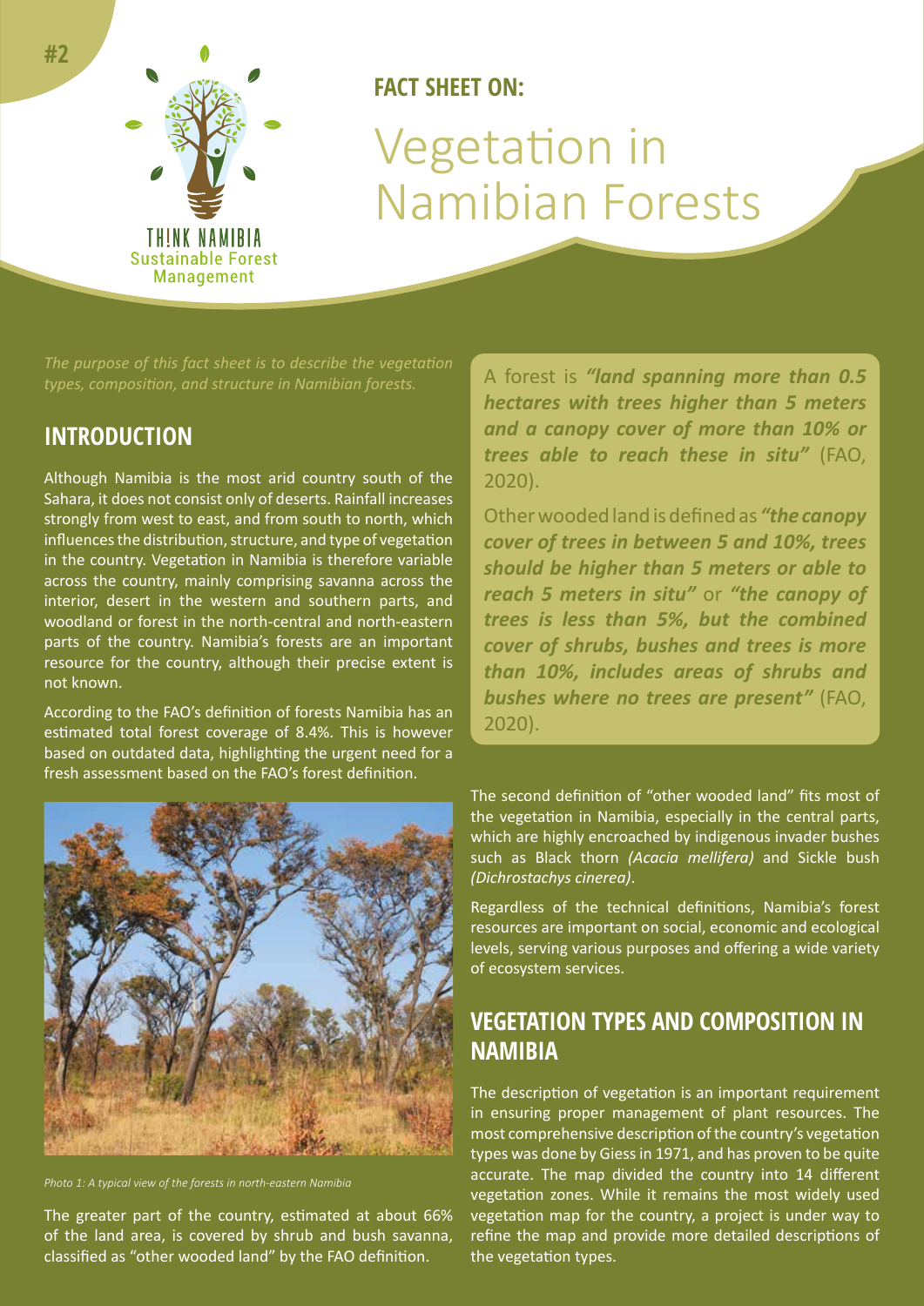THINK NAMIBIA
Sustainable Forest Management

**FACT SHEET ON:**

# Vegetation in Namibian Forests

*The purpose of this fact sheet is to describe the vegetation types, composition, and structure in Namibian forests.*

## INTRODUCTION

Although Namibia is the most arid country south of the Sahara, it does not consist only of deserts. Rainfall increases strongly from west to east, and from south to north, which influences the distribution, structure, and type of vegetation in the country. Vegetation in Namibia is therefore variable across the country, mainly comprising savanna across the interior, desert in the western and southern parts, and woodland or forest in the north-central and north-eastern parts of the country. Namibia's forests are an important resource for the country, although their precise extent is not known.

According to the FAO's definition of forests Namibia has an estimated total forest coverage of 8.4%. This is however based on outdated data, highlighting the urgent need for a fresh assessment based on the FAO's forest definition.

*Photo 1: A typical view of the forests in north-eastern Namibia*

The greater part of the country, estimated at about 66% of the land area, is covered by shrub and bush savanna, classified as "other wooded land" by the FAO definition.

A forest is ***"land spanning more than 0.5 hectares with trees higher than 5 meters and a canopy cover of more than 10% or trees able to reach these in situ"*** (FAO, 2020).

Other wooded land is defined as ***"the canopy cover of trees in between 5 and 10%, trees should be higher than 5 meters or able to reach 5 meters in situ"*** or ***"the canopy of trees is less than 5%, but the combined cover of shrubs, bushes and trees is more than 10%, includes areas of shrubs and bushes where no trees are present"*** (FAO, 2020).

The second definition of "other wooded land" fits most of the vegetation in Namibia, especially in the central parts, which are highly encroached by indigenous invader bushes such as Black thorn *(Acacia mellifera)* and Sickle bush *(Dichrostachys cinerea)*.

Regardless of the technical definitions, Namibia's forest resources are important on social, economic and ecological levels, serving various purposes and offering a wide variety of ecosystem services.

## VEGETATION TYPES AND COMPOSITION IN NAMIBIA

The description of vegetation is an important requirement in ensuring proper management of plant resources. The most comprehensive description of the country's vegetation types was done by Giess in 1971, and has proven to be quite accurate. The map divided the country into 14 different vegetation zones. While it remains the most widely used vegetation map for the country, a project is under way to refine the map and provide more detailed descriptions of the vegetation types.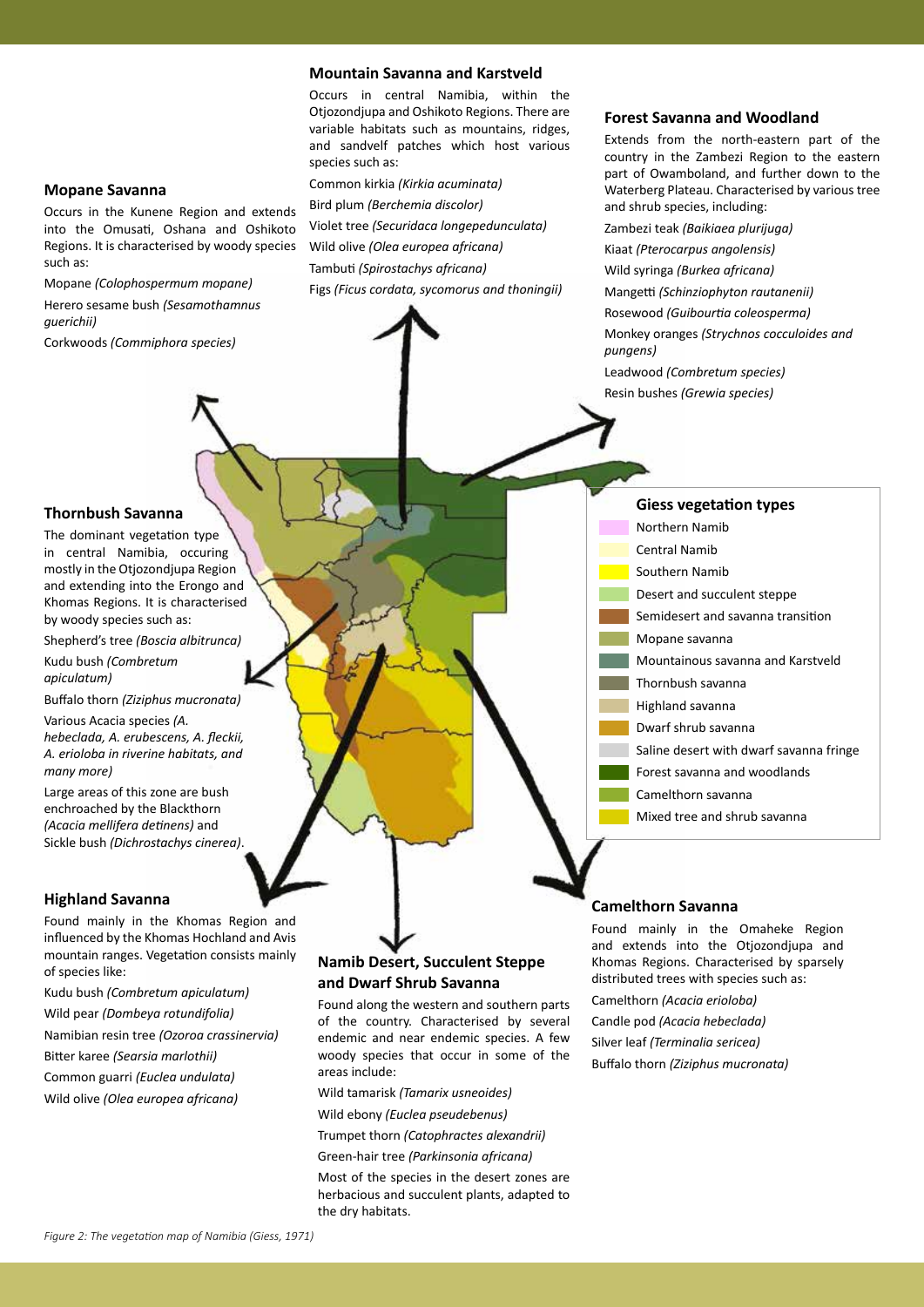### Mountain Savanna and Karstveld

Occurs in central Namibia, within the Otjozondjupa and Oshikoto Regions. There are variable habitats such as mountains, ridges, and sandvelf patches which host various species such as:

Common kirkia *(Kirkia acuminata)*

Bird plum *(Berchemia discolor)*

Violet tree *(Securidaca longepedunculata)*

Wild olive *(Olea europea africana)*

Tambuti *(Spirostachys africana)*

Figs *(Ficus cordata, sycomorus and thoningii)*

### Forest Savanna and Woodland

Extends from the north-eastern part of the country in the Zambezi Region to the eastern part of Owamboland, and further down to the Waterberg Plateau. Characterised by various tree and shrub species, including:

Zambezi teak *(Baikiaea plurijuga)*

Kiaat *(Pterocarpus angolensis)*

Wild syringa *(Burkea africana)*

Mangetti *(Schinziophyton rautanenii)*

Rosewood *(Guibourtia coleosperma)*

Monkey oranges *(Strychnos cocculoides and pungens)*

Leadwood *(Combretum species)*

Resin bushes *(Grewia species)*

### Mopane Savanna

Occurs in the Kunene Region and extends into the Omusati, Oshana and Oshikoto Regions. It is characterised by woody species such as:

Mopane *(Colophospermum mopane)*

Herero sesame bush *(Sesamothamnus guerichii)*

Corkwoods *(Commiphora species)*

### Thornbush Savanna

The dominant vegetation type in central Namibia, occuring mostly in the Otjozondjupa Region and extending into the Erongo and Khomas Regions. It is characterised by woody species such as:

Shepherd's tree *(Boscia albitrunca)*

Kudu bush *(Combretum apiculatum)*

Buffalo thorn *(Ziziphus mucronata)*

Various Acacia species *(A. hebeclada, A. erubescens, A. fleckii, A. erioloba in riverine habitats, and many more)*

Large areas of this zone are bush enchroached by the Blackthorn *(Acacia mellifera detinens)* and Sickle bush *(Dichrostachys cinerea)*.

**Giess vegetation types**

- Northern Namib
- Central Namib
- Southern Namib
- Desert and succulent steppe
- Semidesert and savanna transition
- Mopane savanna
- Mountainous savanna and Karstveld
- Thornbush savanna
- Highland savanna
- Dwarf shrub savanna
- Saline desert with dwarf savanna fringe
- Forest savanna and woodlands
- Camelthorn savanna
- Mixed tree and shrub savanna

### Highland Savanna

Found mainly in the Khomas Region and influenced by the Khomas Hochland and Avis mountain ranges. Vegetation consists mainly of species like:

Kudu bush *(Combretum apiculatum)*

Wild pear *(Dombeya rotundifolia)*

Namibian resin tree *(Ozoroa crassinervia)*

Bitter karee *(Searsia marlothii)*

Common guarri *(Euclea undulata)*

Wild olive *(Olea europea africana)*

### Namib Desert, Succulent Steppe and Dwarf Shrub Savanna

Found along the western and southern parts of the country. Characterised by several endemic and near endemic species. A few woody species that occur in some of the areas include:

Wild tamarisk *(Tamarix usneoides)*

Wild ebony *(Euclea pseudebenus)*

Trumpet thorn *(Catophractes alexandrii)*

Green-hair tree *(Parkinsonia africana)*

Most of the species in the desert zones are herbacious and succulent plants, adapted to the dry habitats.

### Camelthorn Savanna

Found mainly in the Omaheke Region and extends into the Otjozondjupa and Khomas Regions. Characterised by sparsely distributed trees with species such as:

Camelthorn *(Acacia erioloba)*

Candle pod *(Acacia hebeclada)*

Silver leaf *(Terminalia sericea)*

Buffalo thorn *(Ziziphus mucronata)*

*Figure 2: The vegetation map of Namibia (Giess, 1971)*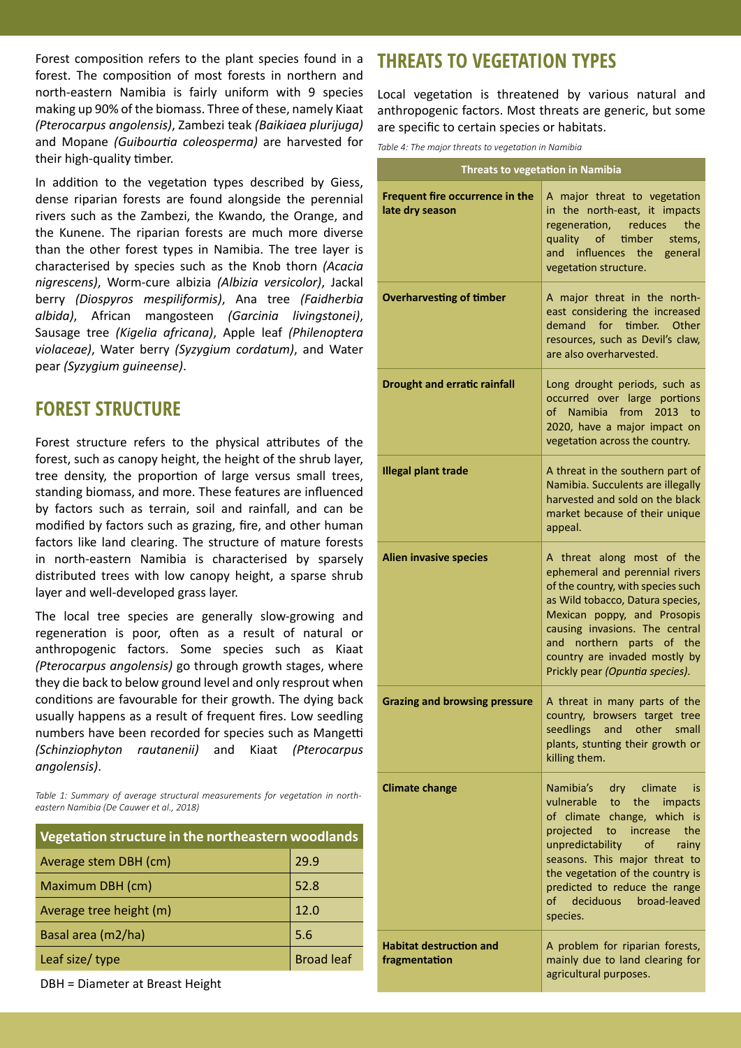Forest composition refers to the plant species found in a forest. The composition of most forests in northern and north-eastern Namibia is fairly uniform with 9 species making up 90% of the biomass. Three of these, namely Kiaat *(Pterocarpus angolensis)*, Zambezi teak *(Baikiaea plurijuga)* and Mopane *(Guibourtia coleosperma)* are harvested for their high-quality timber.

In addition to the vegetation types described by Giess, dense riparian forests are found alongside the perennial rivers such as the Zambezi, the Kwando, the Orange, and the Kunene. The riparian forests are much more diverse than the other forest types in Namibia. The tree layer is characterised by species such as the Knob thorn *(Acacia nigrescens)*, Worm-cure albizia *(Albizia versicolor)*, Jackal berry *(Diospyros mespiliformis)*, Ana tree *(Faidherbia albida)*, African mangosteen *(Garcinia livingstonei)*, Sausage tree *(Kigelia africana)*, Apple leaf *(Philenoptera violaceae)*, Water berry *(Syzygium cordatum)*, and Water pear *(Syzygium guineense)*.

## FOREST STRUCTURE

Forest structure refers to the physical attributes of the forest, such as canopy height, the height of the shrub layer, tree density, the proportion of large versus small trees, standing biomass, and more. These features are influenced by factors such as terrain, soil and rainfall, and can be modified by factors such as grazing, fire, and other human factors like land clearing. The structure of mature forests in north-eastern Namibia is characterised by sparsely distributed trees with low canopy height, a sparse shrub layer and well-developed grass layer.

The local tree species are generally slow-growing and regeneration is poor, often as a result of natural or anthropogenic factors. Some species such as Kiaat *(Pterocarpus angolensis)* go through growth stages, where they die back to below ground level and only resprout when conditions are favourable for their growth. The dying back usually happens as a result of frequent fires. Low seedling numbers have been recorded for species such as Mangetti *(Schinziophyton rautanenii)* and Kiaat *(Pterocarpus angolensis)*.

*Table 1: Summary of average structural measurements for vegetation in north-eastern Namibia (De Cauwer et al., 2018)*

| Vegetation structure in the northeastern woodlands | |
|---|---|
| Average stem DBH (cm) | 29.9 |
| Maximum DBH (cm) | 52.8 |
| Average tree height (m) | 12.0 |
| Basal area (m2/ha) | 5.6 |
| Leaf size/ type | Broad leaf |

DBH = Diameter at Breast Height

## THREATS TO VEGETATION TYPES

Local vegetation is threatened by various natural and anthropogenic factors. Most threats are generic, but some are specific to certain species or habitats.

*Table 4: The major threats to vegetation in Namibia*

| Threats to vegetation in Namibia | |
|---|---|
| **Frequent fire occurrence in the late dry season** | A major threat to vegetation in the north-east, it impacts regeneration, reduces the quality of timber stems, and influences the general vegetation structure. |
| **Overharvesting of timber** | A major threat in the north-east considering the increased demand for timber. Other resources, such as Devil's claw, are also overharvested. |
| **Drought and erratic rainfall** | Long drought periods, such as occurred over large portions of Namibia from 2013 to 2020, have a major impact on vegetation across the country. |
| **Illegal plant trade** | A threat in the southern part of Namibia. Succulents are illegally harvested and sold on the black market because of their unique appeal. |
| **Alien invasive species** | A threat along most of the ephemeral and perennial rivers of the country, with species such as Wild tobacco, Datura species, Mexican poppy, and Prosopis causing invasions. The central and northern parts of the country are invaded mostly by Prickly pear *(Opuntia species)*. |
| **Grazing and browsing pressure** | A threat in many parts of the country, browsers target tree seedlings and other small plants, stunting their growth or killing them. |
| **Climate change** | Namibia's dry climate is vulnerable to the impacts of climate change, which is projected to increase the unpredictability of rainy seasons. This major threat to the vegetation of the country is predicted to reduce the range of deciduous broad-leaved species. |
| **Habitat destruction and fragmentation** | A problem for riparian forests, mainly due to land clearing for agricultural purposes. |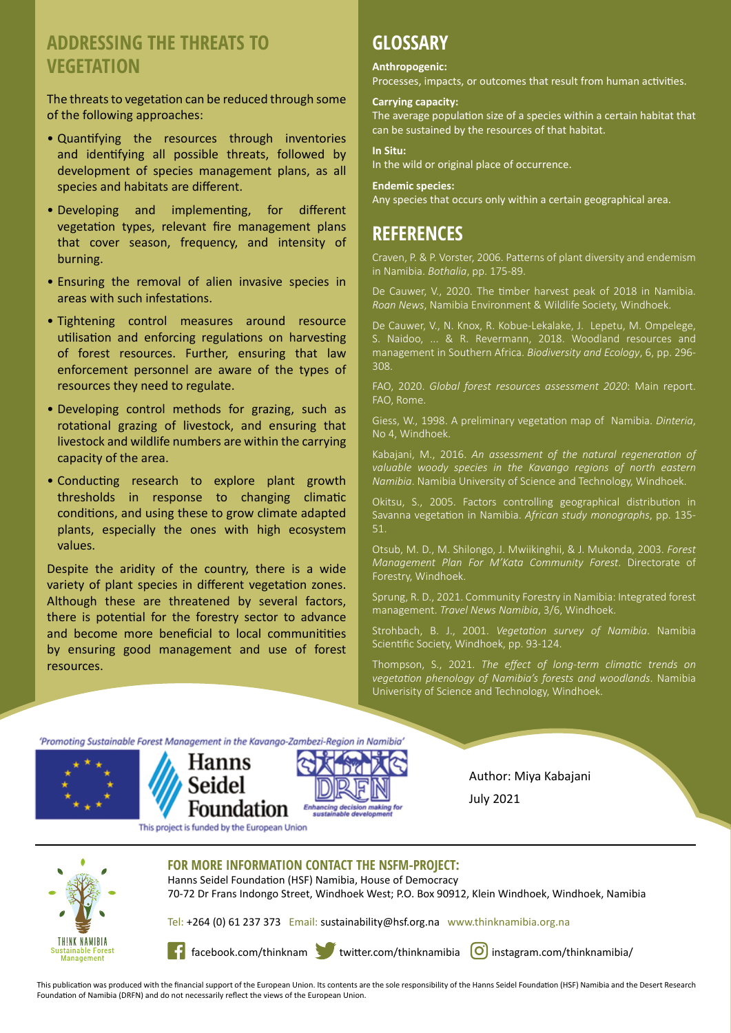## ADDRESSING THE THREATS TO VEGETATION

The threats to vegetation can be reduced through some of the following approaches:

- Quantifying the resources through inventories and identifying all possible threats, followed by development of species management plans, as all species and habitats are different.
- Developing and implementing, for different vegetation types, relevant fire management plans that cover season, frequency, and intensity of burning.
- Ensuring the removal of alien invasive species in areas with such infestations.
- Tightening control measures around resource utilisation and enforcing regulations on harvesting of forest resources. Further, ensuring that law enforcement personnel are aware of the types of resources they need to regulate.
- Developing control methods for grazing, such as rotational grazing of livestock, and ensuring that livestock and wildlife numbers are within the carrying capacity of the area.
- Conducting research to explore plant growth thresholds in response to changing climatic conditions, and using these to grow climate adapted plants, especially the ones with high ecosystem values.

Despite the aridity of the country, there is a wide variety of plant species in different vegetation zones. Although these are threatened by several factors, there is potential for the forestry sector to advance and become more beneficial to local communitities by ensuring good management and use of forest resources.

## GLOSSARY

**Anthropogenic:**
Processes, impacts, or outcomes that result from human activities.

**Carrying capacity:**
The average population size of a species within a certain habitat that can be sustained by the resources of that habitat.

**In Situ:**
In the wild or original place of occurrence.

**Endemic species:**
Any species that occurs only within a certain geographical area.

## REFERENCES

Craven, P. & P. Vorster, 2006. Patterns of plant diversity and endemism in Namibia. *Bothalia*, pp. 175-89.

De Cauwer, V., 2020. The timber harvest peak of 2018 in Namibia. *Roan News*, Namibia Environment & Wildlife Society, Windhoek.

De Cauwer, V., N. Knox, R. Kobue-Lekalake, J. Lepetu, M. Ompelege, S. Naidoo, ... & R. Revermann, 2018. Woodland resources and management in Southern Africa. *Biodiversity and Ecology*, 6, pp. 296-308.

FAO, 2020. *Global forest resources assessment 2020*: Main report. FAO, Rome.

Giess, W., 1998. A preliminary vegetation map of Namibia. *Dinteria*, No 4, Windhoek.

Kabajani, M., 2016. *An assessment of the natural regeneration of valuable woody species in the Kavango regions of north eastern Namibia*. Namibia University of Science and Technology, Windhoek.

Okitsu, S., 2005. Factors controlling geographical distribution in Savanna vegetation in Namibia. *African study monographs*, pp. 135-51.

Otsub, M. D., M. Shilongo, J. Mwiikinghii, & J. Mukonda, 2003. *Forest Management Plan For M'Kata Community Forest*. Directorate of Forestry, Windhoek.

Sprung, R. D., 2021. Community Forestry in Namibia: Integrated forest management. *Travel News Namibia*, 3/6, Windhoek.

Strohbach, B. J., 2001. *Vegetation survey of Namibia*. Namibia Scientific Society, Windhoek, pp. 93-124.

Thompson, S., 2021. *The effect of long-term climatic trends on vegetation phenology of Namibia's forests and woodlands*. Namibia Univerisity of Science and Technology, Windhoek.

*'Promoting Sustainable Forest Management in the Kavango-Zambezi-Region in Namibia'*

Hanns Seidel Foundation

Enhancing decision making for sustainable development

This project is funded by the European Union

Author: Miya Kabajani

July 2021

THINK NAMIBIA Sustainable Forest Management

**FOR MORE INFORMATION CONTACT THE NSFM-PROJECT:**

Hanns Seidel Foundation (HSF) Namibia, House of Democracy
70-72 Dr Frans Indongo Street, Windhoek West; P.O. Box 90912, Klein Windhoek, Windhoek, Namibia

Tel: +264 (0) 61 237 373 Email: sustainability@hsf.org.na www.thinknamibia.org.na

facebook.com/thinknam twitter.com/thinknamibia instagram.com/thinknamibia/

This publication was produced with the financial support of the European Union. Its contents are the sole responsibility of the Hanns Seidel Foundation (HSF) Namibia and the Desert Research Foundation of Namibia (DRFN) and do not necessarily reflect the views of the European Union.